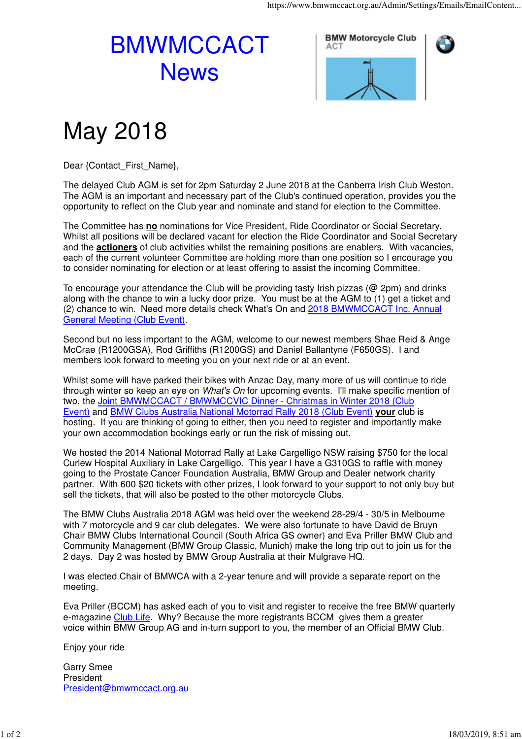# BMWMCCACT News

# May 2018

Dear {Contact_First_Name},

The delayed Club AGM is set for 2pm Saturday 2 June 2018 at the Canberra Irish Club Weston. The AGM is an important and necessary part of the Club's continued operation, provides you the opportunity to reflect on the Club year and nominate and stand for election to the Committee.

The Committee has **no** nominations for Vice President, Ride Coordinator or Social Secretary. Whilst all positions will be declared vacant for election the Ride Coordinator and Social Secretary and the **actioners** of club activities whilst the remaining positions are enablers. With vacancies, each of the current volunteer Committee are holding more than one position so I encourage you to consider nominating for election or at least offering to assist the incoming Committee.

To encourage your attendance the Club will be providing tasty Irish pizzas (@ 2pm) and drinks along with the chance to win a lucky door prize. You must be at the AGM to (1) get a ticket and (2) chance to win. Need more details check What's On and 2018 BMWMCCACT Inc. Annual General Meeting (Club Event).

Second but no less important to the AGM, welcome to our newest members Shae Reid & Ange McCrae (R1200GSA), Rod Griffiths (R1200GS) and Daniel Ballantyne (F650GS). I and members look forward to meeting you on your next ride or at an event.

Whilst some will have parked their bikes with Anzac Day, many more of us will continue to ride through winter so keep an eye on *What's On* for upcoming events. I'll make specific mention of two, the Joint BMWMCCACT / BMWMCCVIC Dinner - Christmas in Winter 2018 (Club Event) and BMW Clubs Australia National Motorrad Rally 2018 (Club Event) **your** club is hosting. If you are thinking of going to either, then you need to register and importantly make your own accommodation bookings early or run the risk of missing out.

We hosted the 2014 National Motorrad Rally at Lake Cargelligo NSW raising $750 for the local Curlew Hospital Auxiliary in Lake Cargelligo. This year I have a G310GS to raffle with money going to the Prostate Cancer Foundation Australia, BMW Group and Dealer network charity partner. With 600 $20 tickets with other prizes, I look forward to your support to not only buy but sell the tickets, that will also be posted to the other motorcycle Clubs.

The BMW Clubs Australia 2018 AGM was held over the weekend 28-29/4 - 30/5 in Melbourne with 7 motorcycle and 9 car club delegates. We were also fortunate to have David de Bruyn Chair BMW Clubs International Council (South Africa GS owner) and Eva Priller BMW Club and Community Management (BMW Group Classic, Munich) make the long trip out to join us for the 2 days. Day 2 was hosted by BMW Group Australia at their Mulgrave HQ.

I was elected Chair of BMWCA with a 2-year tenure and will provide a separate report on the meeting.

Eva Priller (BCCM) has asked each of you to visit and register to receive the free BMW quarterly e-magazine Club Life. Why? Because the more registrants BCCM gives them a greater voice within BMW Group AG and in-turn support to you, the member of an Official BMW Club.

Enjoy your ride

Garry Smee
President
President@bmwmccact.org.au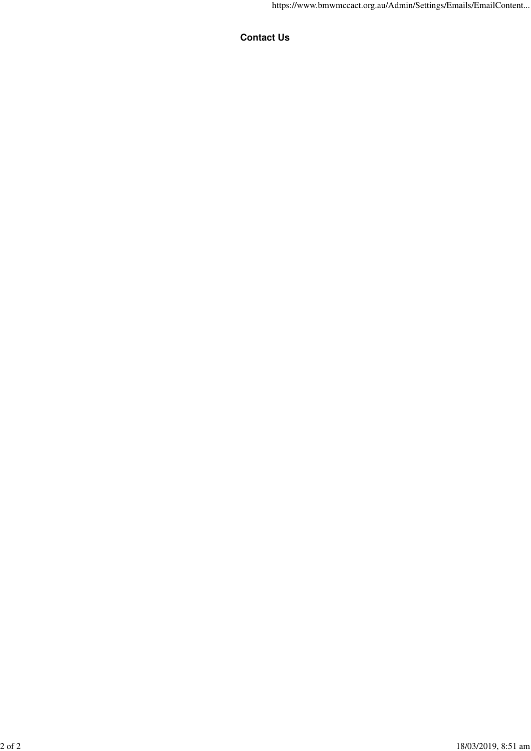**Contact Us**